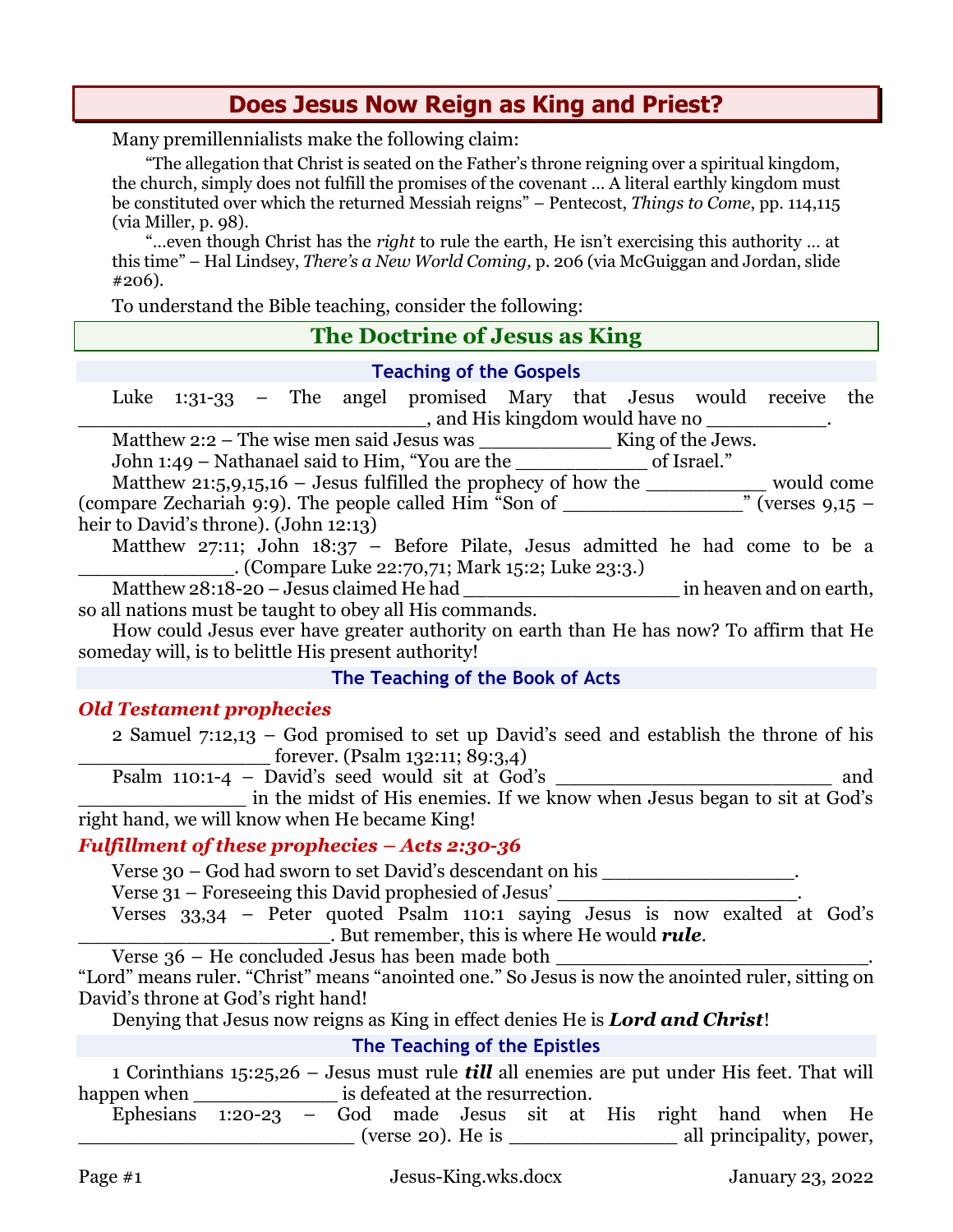# Does Jesus Now Reign as King and Priest?

Many premillennialists make the following claim:

"The allegation that Christ is seated on the Father's throne reigning over a spiritual kingdom, the church, simply does not fulfill the promises of the covenant … A literal earthly kingdom must be constituted over which the returned Messiah reigns" – Pentecost, *Things to Come*, pp. 114,115 (via Miller, p. 98).

"…even though Christ has the *right* to rule the earth, He isn't exercising this authority … at this time" – Hal Lindsey, *There's a New World Coming*, p. 206 (via McGuiggan and Jordan, slide #206).

To understand the Bible teaching, consider the following:

## The Doctrine of Jesus as King

### Teaching of the Gospels

Luke 1:31-33 – The angel promised Mary that Jesus would receive the ______________________________, and His kingdom would have no __________.

Matthew 2:2 – The wise men said Jesus was ___________ King of the Jews.

John 1:49 – Nathanael said to Him, "You are the ___________ of Israel."

Matthew 21:5,9,15,16 – Jesus fulfilled the prophecy of how the __________ would come (compare Zechariah 9:9). The people called Him "Son of _______________" (verses 9,15 – heir to David's throne). (John 12:13)

Matthew 27:11; John 18:37 – Before Pilate, Jesus admitted he had come to be a _____________. (Compare Luke 22:70,71; Mark 15:2; Luke 23:3.)

Matthew 28:18-20 – Jesus claimed He had __________________ in heaven and on earth, so all nations must be taught to obey all His commands.

How could Jesus ever have greater authority on earth than He has now? To affirm that He someday will, is to belittle His present authority!

### The Teaching of the Book of Acts

#### *Old Testament prophecies*

2 Samuel 7:12,13 – God promised to set up David's seed and establish the throne of his _______________ forever. (Psalm 132:11; 89:3,4)

Psalm 110:1-4 – David's seed would sit at God's _______________________ and ______________ in the midst of His enemies. If we know when Jesus began to sit at God's right hand, we will know when He became King!

#### *Fulfillment of these prophecies – Acts 2:30-36*

Verse 30 – God had sworn to set David's descendant on his ________________.

Verse 31 – Foreseeing this David prophesied of Jesus' ____________________.

Verses 33,34 – Peter quoted Psalm 110:1 saying Jesus is now exalted at God's ______________________. But remember, this is where He would ***rule***.

Verse 36 – He concluded Jesus has been made both ___________________________. "Lord" means ruler. "Christ" means "anointed one." So Jesus is now the anointed ruler, sitting on David's throne at God's right hand!

Denying that Jesus now reigns as King in effect denies He is ***Lord and Christ***!

### The Teaching of the Epistles

1 Corinthians 15:25,26 – Jesus must rule ***till*** all enemies are put under His feet. That will happen when ____________ is defeated at the resurrection.

Ephesians 1:20-23 – God made Jesus sit at His right hand when He ________________________ (verse 20). He is ______________ all principality, power,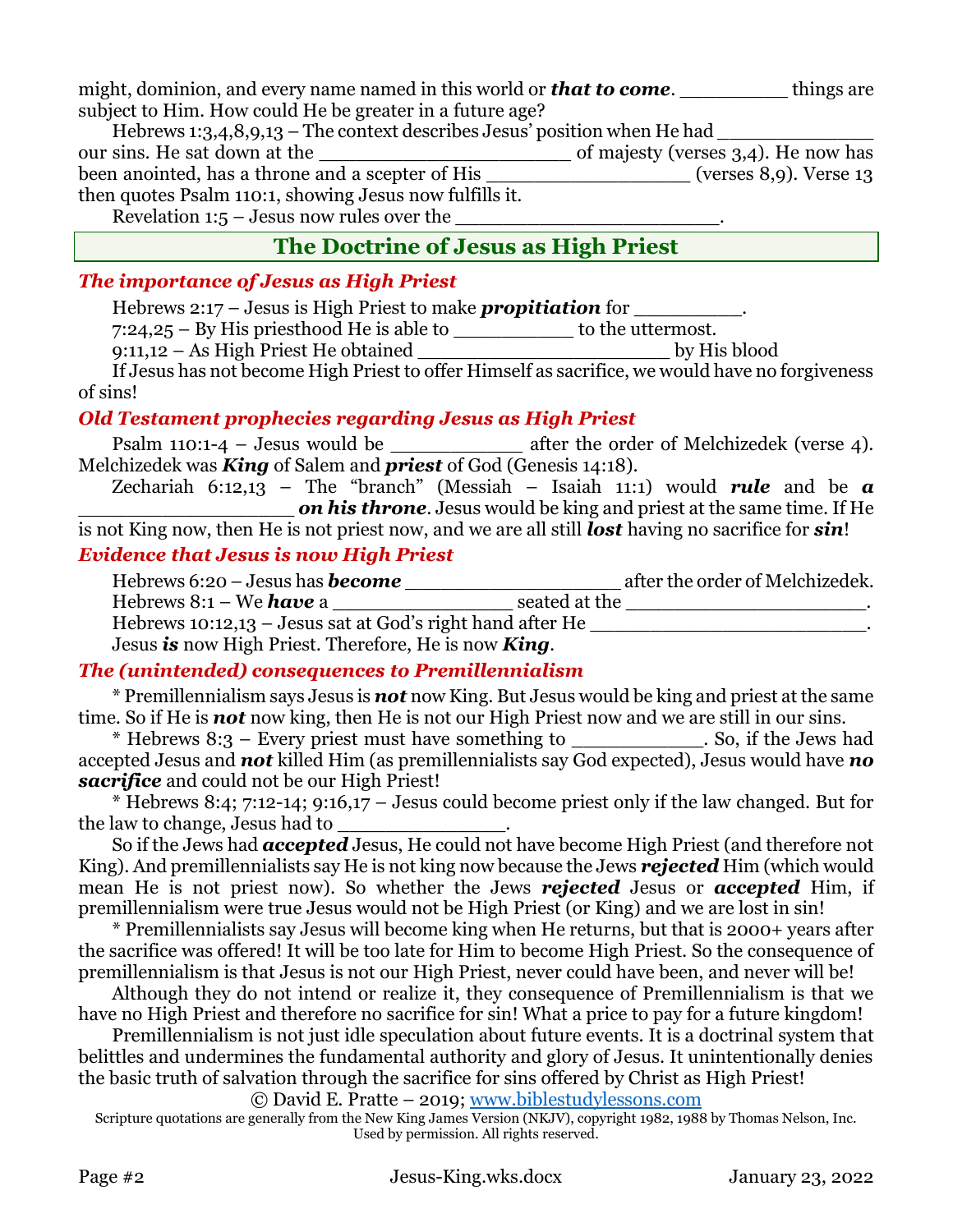might, dominion, and every name named in this world or ***that to come***. _________ things are subject to Him. How could He be greater in a future age?

Hebrews 1:3,4,8,9,13 – The context describes Jesus' position when He had _____________ our sins. He sat down at the _____________________ of majesty (verses 3,4). He now has been anointed, has a throne and a scepter of His _________________ (verses 8,9). Verse 13 then quotes Psalm 110:1, showing Jesus now fulfills it.

Revelation 1:5 – Jesus now rules over the ______________________.

## The Doctrine of Jesus as High Priest

### *The importance of Jesus as High Priest*

Hebrews 2:17 – Jesus is High Priest to make ***propitiation*** for _________.

7:24,25 – By His priesthood He is able to __________ to the uttermost.

9:11,12 – As High Priest He obtained _____________________ by His blood

If Jesus has not become High Priest to offer Himself as sacrifice, we would have no forgiveness of sins!

### *Old Testament prophecies regarding Jesus as High Priest*

Psalm 110:1-4 – Jesus would be ___________ after the order of Melchizedek (verse 4). Melchizedek was ***King*** of Salem and ***priest*** of God (Genesis 14:18).

Zechariah 6:12,13 – The "branch" (Messiah – Isaiah 11:1) would ***rule*** and be ***a*** __________________ ***on his throne***. Jesus would be king and priest at the same time. If He is not King now, then He is not priest now, and we are all still ***lost*** having no sacrifice for ***sin***!

### *Evidence that Jesus is now High Priest*

Hebrews 6:20 – Jesus has ***become*** __________________ after the order of Melchizedek.

Hebrews 8:1 – We ***have*** a _______________ seated at the ____________________.

Hebrews 10:12,13 – Jesus sat at God's right hand after He _______________________.

Jesus ***is*** now High Priest. Therefore, He is now ***King***.

### *The (unintended) consequences to Premillennialism*

* Premillennialism says Jesus is ***not*** now King. But Jesus would be king and priest at the same time. So if He is ***not*** now king, then He is not our High Priest now and we are still in our sins.

* Hebrews 8:3 – Every priest must have something to ___________. So, if the Jews had accepted Jesus and ***not*** killed Him (as premillennialists say God expected), Jesus would have ***no sacrifice*** and could not be our High Priest!

* Hebrews 8:4; 7:12-14; 9:16,17 – Jesus could become priest only if the law changed. But for the law to change, Jesus had to ______________.

So if the Jews had ***accepted*** Jesus, He could not have become High Priest (and therefore not King). And premillennialists say He is not king now because the Jews ***rejected*** Him (which would mean He is not priest now). So whether the Jews ***rejected*** Jesus or ***accepted*** Him, if premillennialism were true Jesus would not be High Priest (or King) and we are lost in sin!

* Premillennialists say Jesus will become king when He returns, but that is 2000+ years after the sacrifice was offered! It will be too late for Him to become High Priest. So the consequence of premillennialism is that Jesus is not our High Priest, never could have been, and never will be!

Although they do not intend or realize it, they consequence of Premillennialism is that we have no High Priest and therefore no sacrifice for sin! What a price to pay for a future kingdom!

Premillennialism is not just idle speculation about future events. It is a doctrinal system that belittles and undermines the fundamental authority and glory of Jesus. It unintentionally denies the basic truth of salvation through the sacrifice for sins offered by Christ as High Priest!

© David E. Pratte – 2019; www.biblestudylessons.com

Scripture quotations are generally from the New King James Version (NKJV), copyright 1982, 1988 by Thomas Nelson, Inc. Used by permission. All rights reserved.